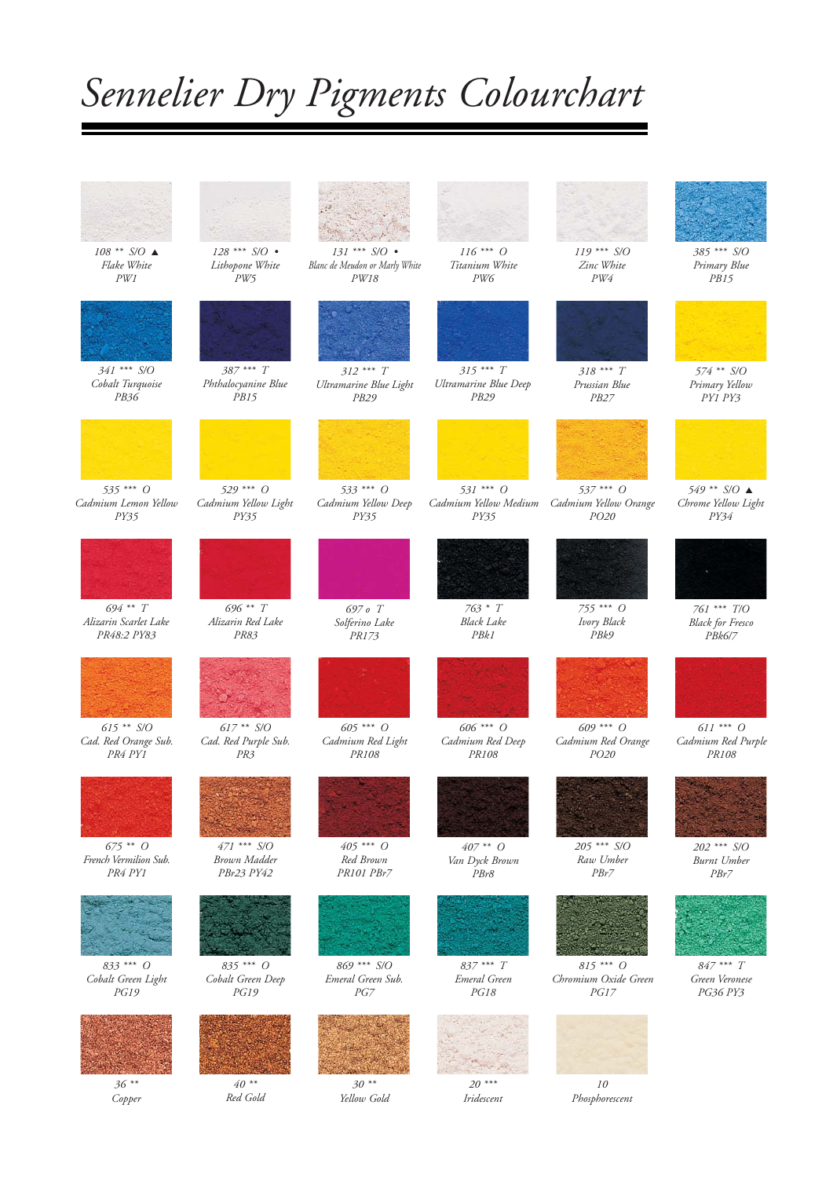# *Sennelier Dry Pigments Colourchart*

| | | | | | |
|---|---|---|---|---|---|
| *108 ** S/O ▲*<br>*Flake White*<br>*PW1* | *128 *** S/O •*<br>*Lithopone White*<br>*PW5* | *131 *** S/O •*<br>*Blanc de Meudon or Marly White*<br>*PW18* | *116 *** O*<br>*Titanium White*<br>*PW6* | *119 *** S/O*<br>*Zinc White*<br>*PW4* | *385 *** S/O*<br>*Primary Blue*<br>*PB15* |
| *341 *** S/O*<br>*Cobalt Turquoise*<br>*PB36* | *387 *** T*<br>*Phthalocyanine Blue*<br>*PB15* | *312 *** T*<br>*Ultramarine Blue Light*<br>*PB29* | *315 *** T*<br>*Ultramarine Blue Deep*<br>*PB29* | *318 *** T*<br>*Prussian Blue*<br>*PB27* | *574 ** S/O*<br>*Primary Yellow*<br>*PY1 PY3* |
| *535 *** O*<br>*Cadmium Lemon Yellow*<br>*PY35* | *529 *** O*<br>*Cadmium Yellow Light*<br>*PY35* | *533 *** O*<br>*Cadmium Yellow Deep*<br>*PY35* | *531 *** O*<br>*Cadmium Yellow Medium*<br>*PY35* | *537 *** O*<br>*Cadmium Yellow Orange*<br>*PO20* | *549 ** S/O ▲*<br>*Chrome Yellow Light*<br>*PY34* |
| *694 ** T*<br>*Alizarin Scarlet Lake*<br>*PR48:2 PY83* | *696 ** T*<br>*Alizarin Red Lake*<br>*PR83* | *697 o T*<br>*Solferino Lake*<br>*PR173* | *763 * T*<br>*Black Lake*<br>*PBk1* | *755 *** O*<br>*Ivory Black*<br>*PBk9* | *761 *** T/O*<br>*Black for Fresco*<br>*PBk6/7* |
| *615 ** S/O*<br>*Cad. Red Orange Sub.*<br>*PR4 PY1* | *617 ** S/O*<br>*Cad. Red Purple Sub.*<br>*PR3* | *605 *** O*<br>*Cadmium Red Light*<br>*PR108* | *606 *** O*<br>*Cadmium Red Deep*<br>*PR108* | *609 *** O*<br>*Cadmium Red Orange*<br>*PO20* | *611 *** O*<br>*Cadmium Red Purple*<br>*PR108* |
| *675 ** O*<br>*French Vermilion Sub.*<br>*PR4 PY1* | *471 *** S/O*<br>*Brown Madder*<br>*PBr23 PY42* | *405 *** O*<br>*Red Brown*<br>*PR101 PBr7* | *407 ** O*<br>*Van Dyck Brown*<br>*PBr8* | *205 *** S/O*<br>*Raw Umber*<br>*PBr7* | *202 *** S/O*<br>*Burnt Umber*<br>*PBr7* |
| *833 *** O*<br>*Cobalt Green Light*<br>*PG19* | *835 *** O*<br>*Cobalt Green Deep*<br>*PG19* | *869 *** S/O*<br>*Emeral Green Sub.*<br>*PG7* | *837 *** T*<br>*Emeral Green*<br>*PG18* | *815 *** O*<br>*Chromium Oxide Green*<br>*PG17* | *847 *** T*<br>*Green Veronese*<br>*PG36 PY3* |
| *36 ***<br>*Copper* | *40 ***<br>*Red Gold* | *30 ***<br>*Yellow Gold* | *20 ****<br>*Iridescent* | *10*<br>*Phosphorescent* | |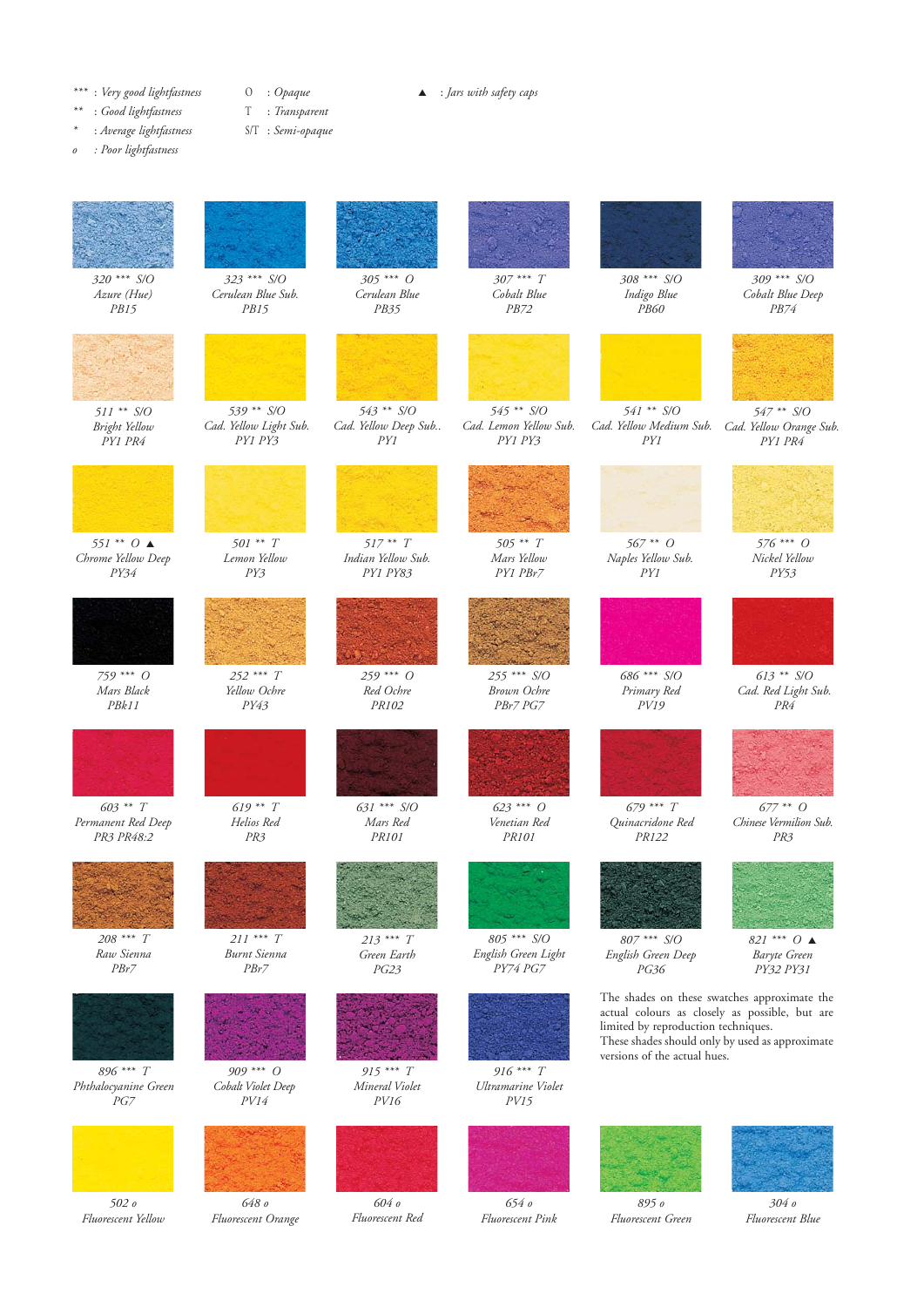*** : *Very good lightfastness*
** : *Good lightfastness*
* : *Average lightfastness*
o : *Poor lightfastness*

O : *Opaque*
T : *Transparent*
S/T : *Semi-opaque*

▲ : *Jars with safety caps*

| | | | | | |
|---|---|---|---|---|---|
| 320 *** S/O<br>*Azure (Hue)*<br>PB15 | 323 *** S/O<br>*Cerulean Blue Sub.*<br>PB15 | 305 *** O<br>*Cerulean Blue*<br>PB35 | 307 *** T<br>*Cobalt Blue*<br>PB72 | 308 *** S/O<br>*Indigo Blue*<br>PB60 | 309 *** S/O<br>*Cobalt Blue Deep*<br>PB74 |
| 511 ** S/O<br>*Bright Yellow*<br>PY1 PR4 | 539 ** S/O<br>*Cad. Yellow Light Sub.*<br>PY1 PY3 | 543 ** S/O<br>*Cad. Yellow Deep Sub..*<br>PY1 | 545 ** S/O<br>*Cad. Lemon Yellow Sub.*<br>PY1 PY3 | 541 ** S/O<br>*Cad. Yellow Medium Sub.*<br>PY1 | 547 ** S/O<br>*Cad. Yellow Orange Sub.*<br>PY1 PR4 |
| 551 ** O ▲<br>*Chrome Yellow Deep*<br>PY34 | 501 ** T<br>*Lemon Yellow*<br>PY3 | 517 ** T<br>*Indian Yellow Sub.*<br>PY1 PY83 | 505 ** T<br>*Mars Yellow*<br>PY1 PBr7 | 567 ** O<br>*Naples Yellow Sub.*<br>PY1 | 576 *** O<br>*Nickel Yellow*<br>PY53 |
| 759 *** O<br>*Mars Black*<br>PBk11 | 252 *** T<br>*Yellow Ochre*<br>PY43 | 259 *** O<br>*Red Ochre*<br>PR102 | 255 *** S/O<br>*Brown Ochre*<br>PBr7 PG7 | 686 *** S/O<br>*Primary Red*<br>PV19 | 613 ** S/O<br>*Cad. Red Light Sub.*<br>PR4 |
| 603 ** T<br>*Permanent Red Deep*<br>PR3 PR48:2 | 619 ** T<br>*Helios Red*<br>PR3 | 631 *** S/O<br>*Mars Red*<br>PR101 | 623 *** O<br>*Venetian Red*<br>PR101 | 679 *** T<br>*Quinacridone Red*<br>PR122 | 677 ** O<br>*Chinese Vermilion Sub.*<br>PR3 |
| 208 *** T<br>*Raw Sienna*<br>PBr7 | 211 *** T<br>*Burnt Sienna*<br>PBr7 | 213 *** T<br>*Green Earth*<br>PG23 | 805 *** S/O<br>*English Green Light*<br>PY74 PG7 | 807 *** S/O<br>*English Green Deep*<br>PG36 | 821 *** O ▲<br>*Baryte Green*<br>PY32 PY31 |
| 896 *** T<br>*Phthalocyanine Green*<br>PG7 | 909 *** O<br>*Cobalt Violet Deep*<br>PV14 | 915 *** T<br>*Mineral Violet*<br>PV16 | 916 *** T<br>*Ultramarine Violet*<br>PV15 | | |
| 502 o<br>*Fluorescent Yellow* | 648 o<br>*Fluorescent Orange* | 604 o<br>*Fluorescent Red* | 654 o<br>*Fluorescent Pink* | 895 o<br>*Fluorescent Green* | 304 o<br>*Fluorescent Blue* |

The shades on these swatches approximate the actual colours as closely as possible, but are limited by reproduction techniques.
These shades should only by used as approximate versions of the actual hues.